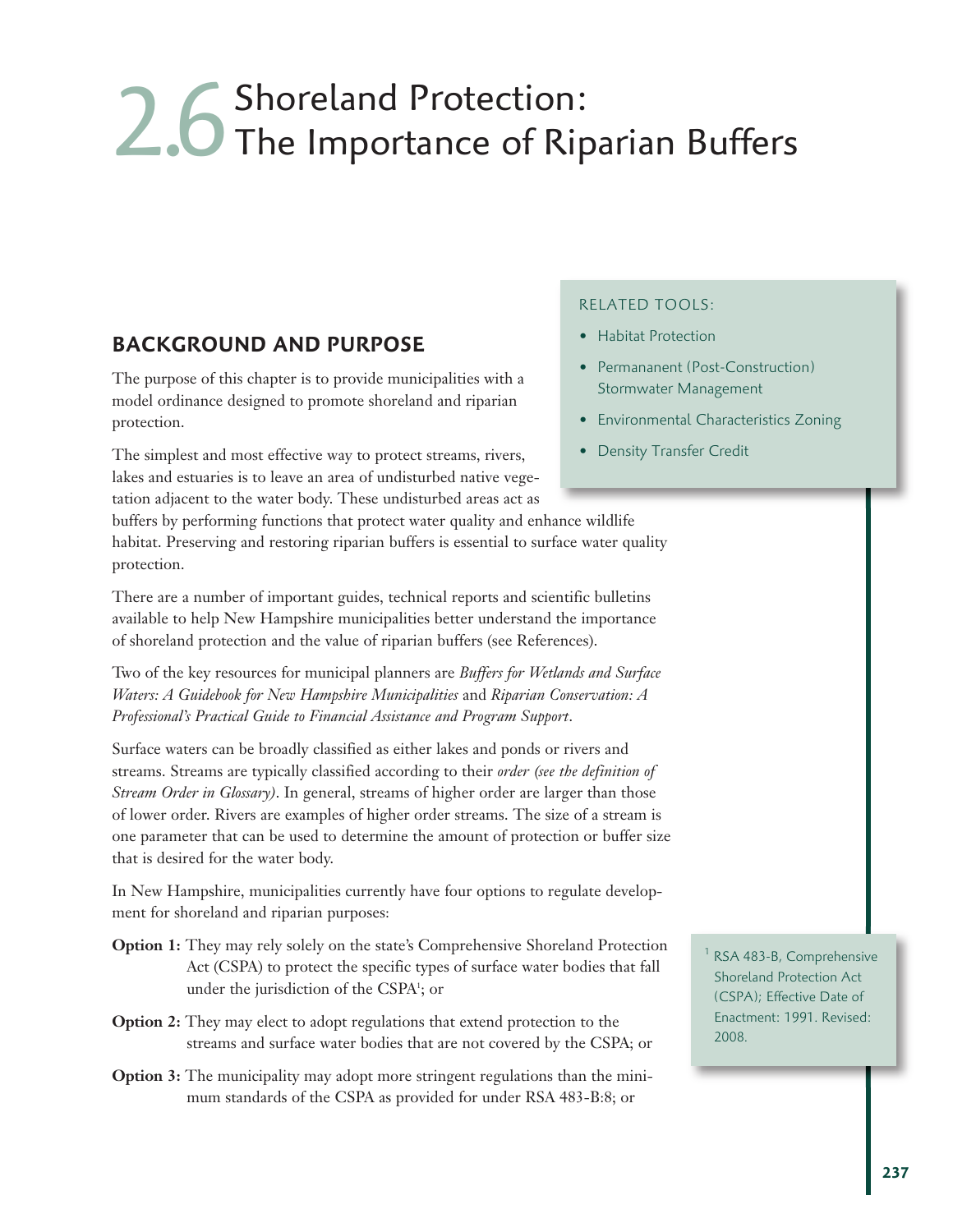# 2.6 Shoreland Protection: The Importance of Riparian Buffers

## BACKGROUND AND PURPOSE

The purpose of this chapter is to provide municipalities with a model ordinance designed to promote shoreland and riparian protection.

The simplest and most effective way to protect streams, rivers, lakes and estuaries is to leave an area of undisturbed native vegetation adjacent to the water body. These undisturbed areas act as buffers by performing functions that protect water quality and enhance wildlife habitat. Preserving and restoring riparian buffers is essential to surface water quality protection.

RELATED TOOLS:

- Habitat Protection
- Permananent (Post-Construction) Stormwater Management
- Environmental Characteristics Zoning
- Density Transfer Credit

There are a number of important guides, technical reports and scientific bulletins available to help New Hampshire municipalities better understand the importance of shoreland protection and the value of riparian buffers (see References).

Two of the key resources for municipal planners are *Buffers for Wetlands and Surface Waters: A Guidebook for New Hampshire Municipalities* and *Riparian Conservation: A Professional's Practical Guide to Financial Assistance and Program Support*.

Surface waters can be broadly classified as either lakes and ponds or rivers and streams. Streams are typically classified according to their *order (see the definition of Stream Order in Glossary)*. In general, streams of higher order are larger than those of lower order. Rivers are examples of higher order streams. The size of a stream is one parameter that can be used to determine the amount of protection or buffer size that is desired for the water body.

In New Hampshire, municipalities currently have four options to regulate development for shoreland and riparian purposes:

**Option 1:** They may rely solely on the state's Comprehensive Shoreland Protection Act (CSPA) to protect the specific types of surface water bodies that fall under the jurisdiction of the CSPA[1]; or

**Option 2:** They may elect to adopt regulations that extend protection to the streams and surface water bodies that are not covered by the CSPA; or

**Option 3:** The municipality may adopt more stringent regulations than the minimum standards of the CSPA as provided for under RSA 483-B:8; or

[1] RSA 483-B, Comprehensive Shoreland Protection Act (CSPA); Effective Date of Enactment: 1991. Revised: 2008.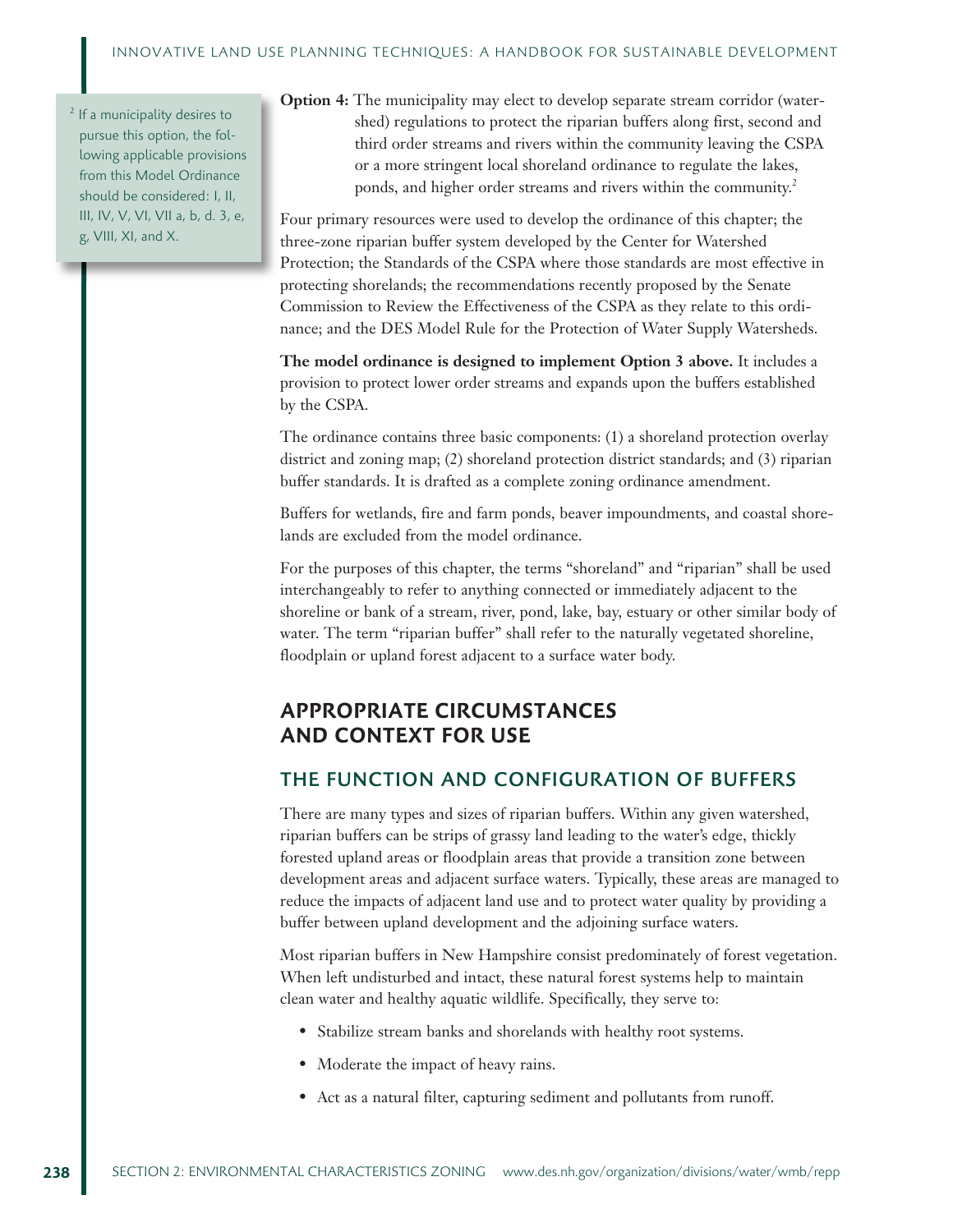**Option 4:** The municipality may elect to develop separate stream corridor (watershed) regulations to protect the riparian buffers along first, second and third order streams and rivers within the community leaving the CSPA or a more stringent local shoreland ordinance to regulate the lakes, ponds, and higher order streams and rivers within the community.[2]

[2] If a municipality desires to pursue this option, the following applicable provisions from this Model Ordinance should be considered: I, II, III, IV, V, VI, VII a, b, d. 3, e, g, VIII, XI, and X.

Four primary resources were used to develop the ordinance of this chapter; the three-zone riparian buffer system developed by the Center for Watershed Protection; the Standards of the CSPA where those standards are most effective in protecting shorelands; the recommendations recently proposed by the Senate Commission to Review the Effectiveness of the CSPA as they relate to this ordinance; and the DES Model Rule for the Protection of Water Supply Watersheds.

**The model ordinance is designed to implement Option 3 above.** It includes a provision to protect lower order streams and expands upon the buffers established by the CSPA.

The ordinance contains three basic components: (1) a shoreland protection overlay district and zoning map; (2) shoreland protection district standards; and (3) riparian buffer standards. It is drafted as a complete zoning ordinance amendment.

Buffers for wetlands, fire and farm ponds, beaver impoundments, and coastal shorelands are excluded from the model ordinance.

For the purposes of this chapter, the terms "shoreland" and "riparian" shall be used interchangeably to refer to anything connected or immediately adjacent to the shoreline or bank of a stream, river, pond, lake, bay, estuary or other similar body of water. The term "riparian buffer" shall refer to the naturally vegetated shoreline, floodplain or upland forest adjacent to a surface water body.

## APPROPRIATE CIRCUMSTANCES AND CONTEXT FOR USE

### THE FUNCTION AND CONFIGURATION OF BUFFERS

There are many types and sizes of riparian buffers. Within any given watershed, riparian buffers can be strips of grassy land leading to the water's edge, thickly forested upland areas or floodplain areas that provide a transition zone between development areas and adjacent surface waters. Typically, these areas are managed to reduce the impacts of adjacent land use and to protect water quality by providing a buffer between upland development and the adjoining surface waters.

Most riparian buffers in New Hampshire consist predominately of forest vegetation. When left undisturbed and intact, these natural forest systems help to maintain clean water and healthy aquatic wildlife. Specifically, they serve to:

- Stabilize stream banks and shorelands with healthy root systems.
- Moderate the impact of heavy rains.
- Act as a natural filter, capturing sediment and pollutants from runoff.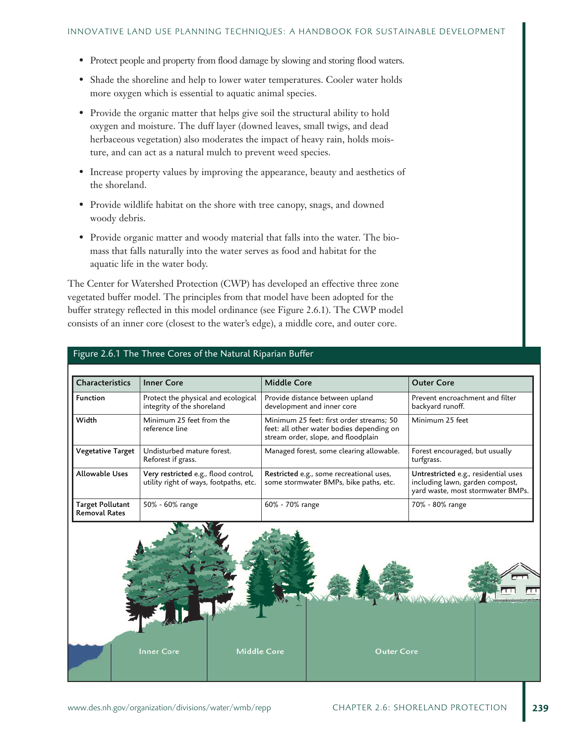- Protect people and property from flood damage by slowing and storing flood waters.
- Shade the shoreline and help to lower water temperatures. Cooler water holds more oxygen which is essential to aquatic animal species.
- Provide the organic matter that helps give soil the structural ability to hold oxygen and moisture. The duff layer (downed leaves, small twigs, and dead herbaceous vegetation) also moderates the impact of heavy rain, holds moisture, and can act as a natural mulch to prevent weed species.
- Increase property values by improving the appearance, beauty and aesthetics of the shoreland.
- Provide wildlife habitat on the shore with tree canopy, snags, and downed woody debris.
- Provide organic matter and woody material that falls into the water. The biomass that falls naturally into the water serves as food and habitat for the aquatic life in the water body.

The Center for Watershed Protection (CWP) has developed an effective three zone vegetated buffer model. The principles from that model have been adopted for the buffer strategy reflected in this model ordinance (see Figure 2.6.1). The CWP model consists of an inner core (closest to the water's edge), a middle core, and outer core.

**Figure 2.6.1 The Three Cores of the Natural Riparian Buffer**

| Characteristics | Inner Core | Middle Core | Outer Core |
|---|---|---|---|
| **Function** | Protect the physical and ecological integrity of the shoreland | Provide distance between upland development and inner core | Prevent encroachment and filter backyard runoff. |
| **Width** | Minimum 25 feet from the reference line | Minimum 25 feet: first order streams; 50 feet: all other water bodies depending on stream order, slope, and floodplain | Minimum 25 feet |
| **Vegetative Target** | Undisturbed mature forest. Reforest if grass. | Managed forest, some clearing allowable. | Forest encouraged, but usually turfgrass. |
| **Allowable Uses** | **Very restricted** e.g., flood control, utility right of ways, footpaths, etc. | **Restricted** e.g., some recreational uses, some stormwater BMPs, bike paths, etc. | **Untrestricted** e.g., residential uses including lawn, garden compost, yard waste, most stormwater BMPs. |
| **Target Pollutant Removal Rates** | 50% - 60% range | 60% - 70% range | 70% - 80% range |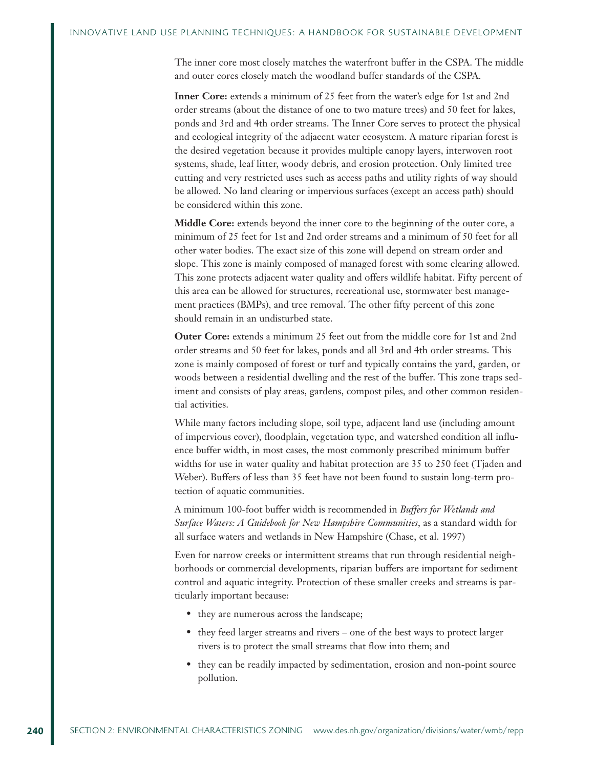The inner core most closely matches the waterfront buffer in the CSPA. The middle and outer cores closely match the woodland buffer standards of the CSPA.

**Inner Core:** extends a minimum of 25 feet from the water's edge for 1st and 2nd order streams (about the distance of one to two mature trees) and 50 feet for lakes, ponds and 3rd and 4th order streams. The Inner Core serves to protect the physical and ecological integrity of the adjacent water ecosystem. A mature riparian forest is the desired vegetation because it provides multiple canopy layers, interwoven root systems, shade, leaf litter, woody debris, and erosion protection. Only limited tree cutting and very restricted uses such as access paths and utility rights of way should be allowed. No land clearing or impervious surfaces (except an access path) should be considered within this zone.

**Middle Core:** extends beyond the inner core to the beginning of the outer core, a minimum of 25 feet for 1st and 2nd order streams and a minimum of 50 feet for all other water bodies. The exact size of this zone will depend on stream order and slope. This zone is mainly composed of managed forest with some clearing allowed. This zone protects adjacent water quality and offers wildlife habitat. Fifty percent of this area can be allowed for structures, recreational use, stormwater best management practices (BMPs), and tree removal. The other fifty percent of this zone should remain in an undisturbed state.

**Outer Core:** extends a minimum 25 feet out from the middle core for 1st and 2nd order streams and 50 feet for lakes, ponds and all 3rd and 4th order streams. This zone is mainly composed of forest or turf and typically contains the yard, garden, or woods between a residential dwelling and the rest of the buffer. This zone traps sediment and consists of play areas, gardens, compost piles, and other common residential activities.

While many factors including slope, soil type, adjacent land use (including amount of impervious cover), floodplain, vegetation type, and watershed condition all influence buffer width, in most cases, the most commonly prescribed minimum buffer widths for use in water quality and habitat protection are 35 to 250 feet (Tjaden and Weber). Buffers of less than 35 feet have not been found to sustain long-term protection of aquatic communities.

A minimum 100-foot buffer width is recommended in *Buffers for Wetlands and Surface Waters: A Guidebook for New Hampshire Communities*, as a standard width for all surface waters and wetlands in New Hampshire (Chase, et al. 1997)

Even for narrow creeks or intermittent streams that run through residential neighborhoods or commercial developments, riparian buffers are important for sediment control and aquatic integrity. Protection of these smaller creeks and streams is particularly important because:

- they are numerous across the landscape;
- they feed larger streams and rivers – one of the best ways to protect larger rivers is to protect the small streams that flow into them; and
- they can be readily impacted by sedimentation, erosion and non-point source pollution.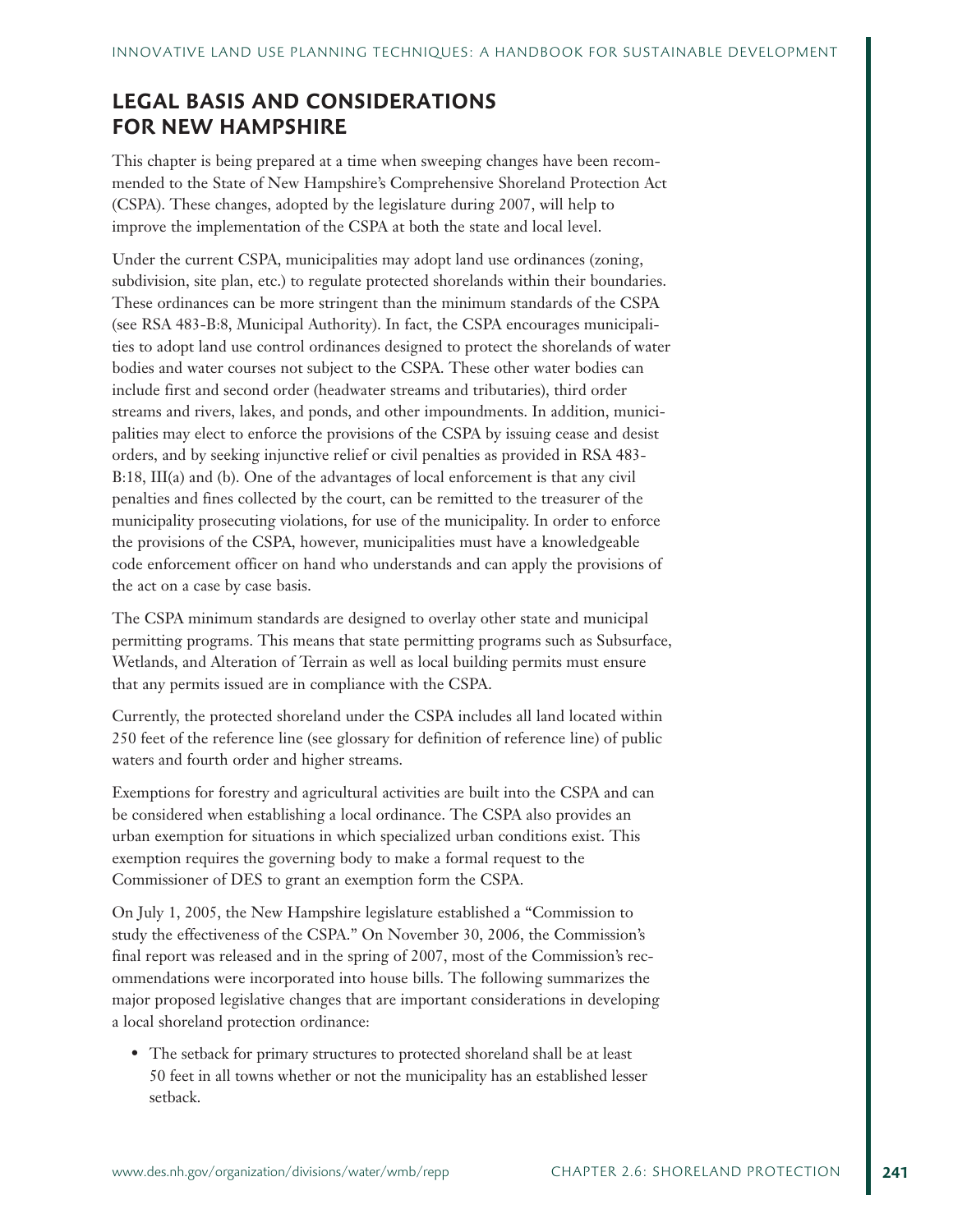## LEGAL BASIS AND CONSIDERATIONS FOR NEW HAMPSHIRE

This chapter is being prepared at a time when sweeping changes have been recommended to the State of New Hampshire's Comprehensive Shoreland Protection Act (CSPA). These changes, adopted by the legislature during 2007, will help to improve the implementation of the CSPA at both the state and local level.

Under the current CSPA, municipalities may adopt land use ordinances (zoning, subdivision, site plan, etc.) to regulate protected shorelands within their boundaries. These ordinances can be more stringent than the minimum standards of the CSPA (see RSA 483-B:8, Municipal Authority). In fact, the CSPA encourages municipalities to adopt land use control ordinances designed to protect the shorelands of water bodies and water courses not subject to the CSPA. These other water bodies can include first and second order (headwater streams and tributaries), third order streams and rivers, lakes, and ponds, and other impoundments. In addition, municipalities may elect to enforce the provisions of the CSPA by issuing cease and desist orders, and by seeking injunctive relief or civil penalties as provided in RSA 483-B:18, III(a) and (b). One of the advantages of local enforcement is that any civil penalties and fines collected by the court, can be remitted to the treasurer of the municipality prosecuting violations, for use of the municipality. In order to enforce the provisions of the CSPA, however, municipalities must have a knowledgeable code enforcement officer on hand who understands and can apply the provisions of the act on a case by case basis.

The CSPA minimum standards are designed to overlay other state and municipal permitting programs. This means that state permitting programs such as Subsurface, Wetlands, and Alteration of Terrain as well as local building permits must ensure that any permits issued are in compliance with the CSPA.

Currently, the protected shoreland under the CSPA includes all land located within 250 feet of the reference line (see glossary for definition of reference line) of public waters and fourth order and higher streams.

Exemptions for forestry and agricultural activities are built into the CSPA and can be considered when establishing a local ordinance. The CSPA also provides an urban exemption for situations in which specialized urban conditions exist. This exemption requires the governing body to make a formal request to the Commissioner of DES to grant an exemption form the CSPA.

On July 1, 2005, the New Hampshire legislature established a "Commission to study the effectiveness of the CSPA." On November 30, 2006, the Commission's final report was released and in the spring of 2007, most of the Commission's recommendations were incorporated into house bills. The following summarizes the major proposed legislative changes that are important considerations in developing a local shoreland protection ordinance:

- The setback for primary structures to protected shoreland shall be at least 50 feet in all towns whether or not the municipality has an established lesser setback.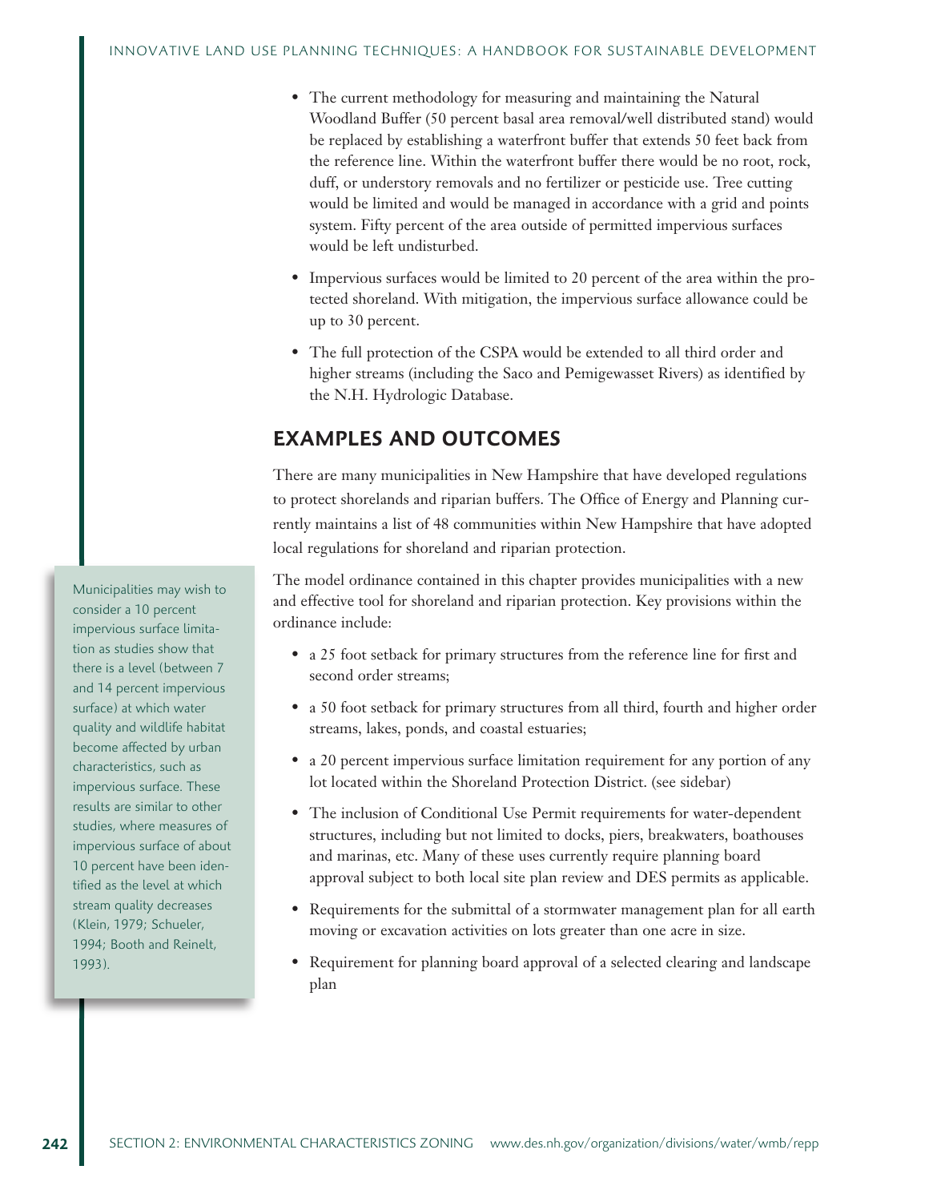- The current methodology for measuring and maintaining the Natural Woodland Buffer (50 percent basal area removal/well distributed stand) would be replaced by establishing a waterfront buffer that extends 50 feet back from the reference line. Within the waterfront buffer there would be no root, rock, duff, or understory removals and no fertilizer or pesticide use. Tree cutting would be limited and would be managed in accordance with a grid and points system. Fifty percent of the area outside of permitted impervious surfaces would be left undisturbed.
- Impervious surfaces would be limited to 20 percent of the area within the protected shoreland. With mitigation, the impervious surface allowance could be up to 30 percent.
- The full protection of the CSPA would be extended to all third order and higher streams (including the Saco and Pemigewasset Rivers) as identified by the N.H. Hydrologic Database.

## EXAMPLES AND OUTCOMES

There are many municipalities in New Hampshire that have developed regulations to protect shorelands and riparian buffers. The Office of Energy and Planning currently maintains a list of 48 communities within New Hampshire that have adopted local regulations for shoreland and riparian protection.

The model ordinance contained in this chapter provides municipalities with a new and effective tool for shoreland and riparian protection. Key provisions within the ordinance include:

- a 25 foot setback for primary structures from the reference line for first and second order streams;
- a 50 foot setback for primary structures from all third, fourth and higher order streams, lakes, ponds, and coastal estuaries;
- a 20 percent impervious surface limitation requirement for any portion of any lot located within the Shoreland Protection District. (see sidebar)
- The inclusion of Conditional Use Permit requirements for water-dependent structures, including but not limited to docks, piers, breakwaters, boathouses and marinas, etc. Many of these uses currently require planning board approval subject to both local site plan review and DES permits as applicable.
- Requirements for the submittal of a stormwater management plan for all earth moving or excavation activities on lots greater than one acre in size.
- Requirement for planning board approval of a selected clearing and landscape plan

> Municipalities may wish to consider a 10 percent impervious surface limitation as studies show that there is a level (between 7 and 14 percent impervious surface) at which water quality and wildlife habitat become affected by urban characteristics, such as impervious surface. These results are similar to other studies, where measures of impervious surface of about 10 percent have been identified as the level at which stream quality decreases (Klein, 1979; Schueler, 1994; Booth and Reinelt, 1993).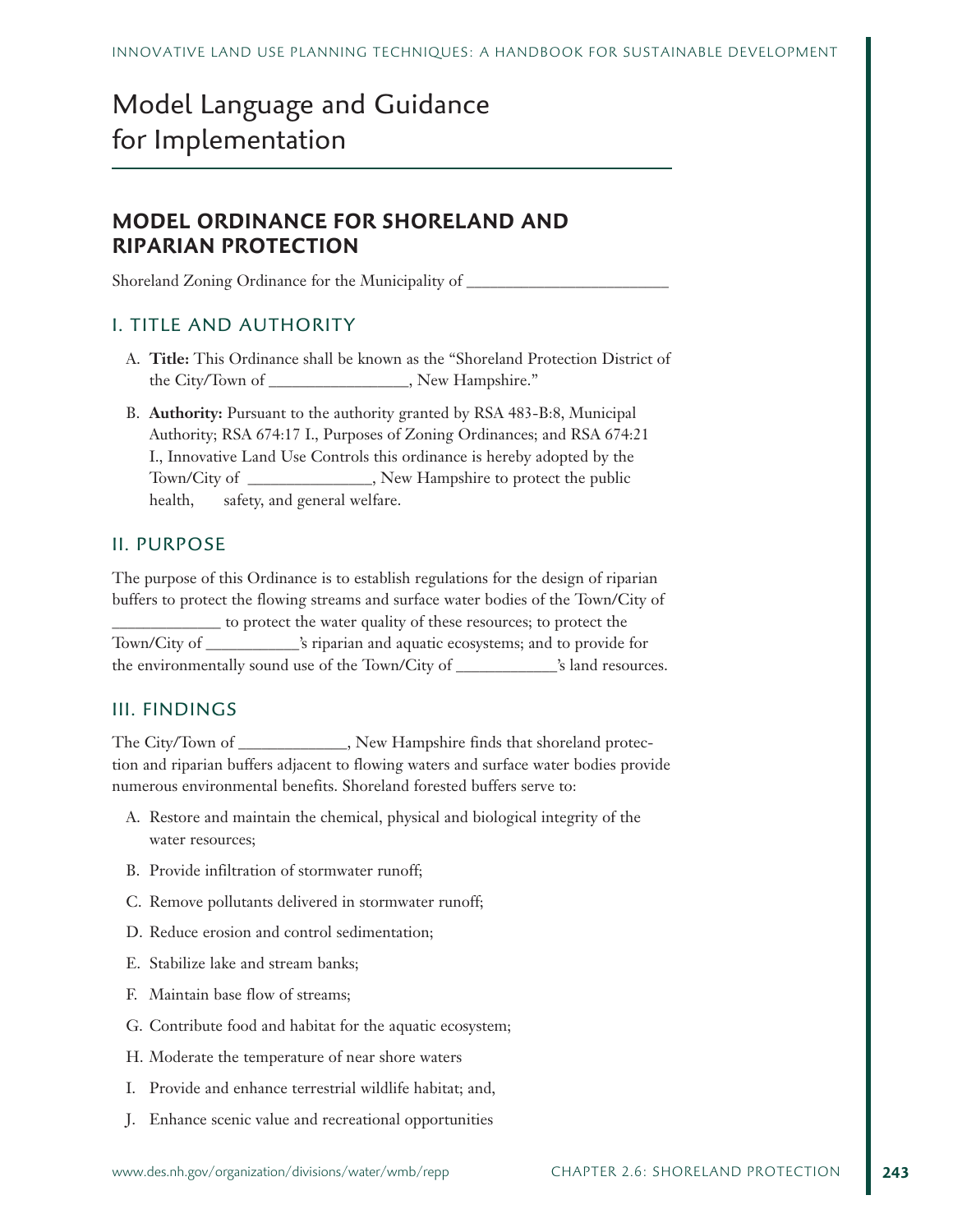# Model Language and Guidance for Implementation

## MODEL ORDINANCE FOR SHORELAND AND RIPARIAN PROTECTION

Shoreland Zoning Ordinance for the Municipality of ________________________

### I. TITLE AND AUTHORITY

A. **Title:** This Ordinance shall be known as the "Shoreland Protection District of the City/Town of _________________, New Hampshire."

B. **Authority:** Pursuant to the authority granted by RSA 483-B:8, Municipal Authority; RSA 674:17 I., Purposes of Zoning Ordinances; and RSA 674:21 I., Innovative Land Use Controls this ordinance is hereby adopted by the Town/City of _______________, New Hampshire to protect the public health, safety, and general welfare.

### II. PURPOSE

The purpose of this Ordinance is to establish regulations for the design of riparian buffers to protect the flowing streams and surface water bodies of the Town/City of _____________ to protect the water quality of these resources; to protect the Town/City of ___________'s riparian and aquatic ecosystems; and to provide for the environmentally sound use of the Town/City of ____________'s land resources.

### III. FINDINGS

The City/Town of _____________, New Hampshire finds that shoreland protection and riparian buffers adjacent to flowing waters and surface water bodies provide numerous environmental benefits. Shoreland forested buffers serve to:

A. Restore and maintain the chemical, physical and biological integrity of the water resources;

B. Provide infiltration of stormwater runoff;

C. Remove pollutants delivered in stormwater runoff;

D. Reduce erosion and control sedimentation;

E. Stabilize lake and stream banks;

F. Maintain base flow of streams;

G. Contribute food and habitat for the aquatic ecosystem;

H. Moderate the temperature of near shore waters

I. Provide and enhance terrestrial wildlife habitat; and,

J. Enhance scenic value and recreational opportunities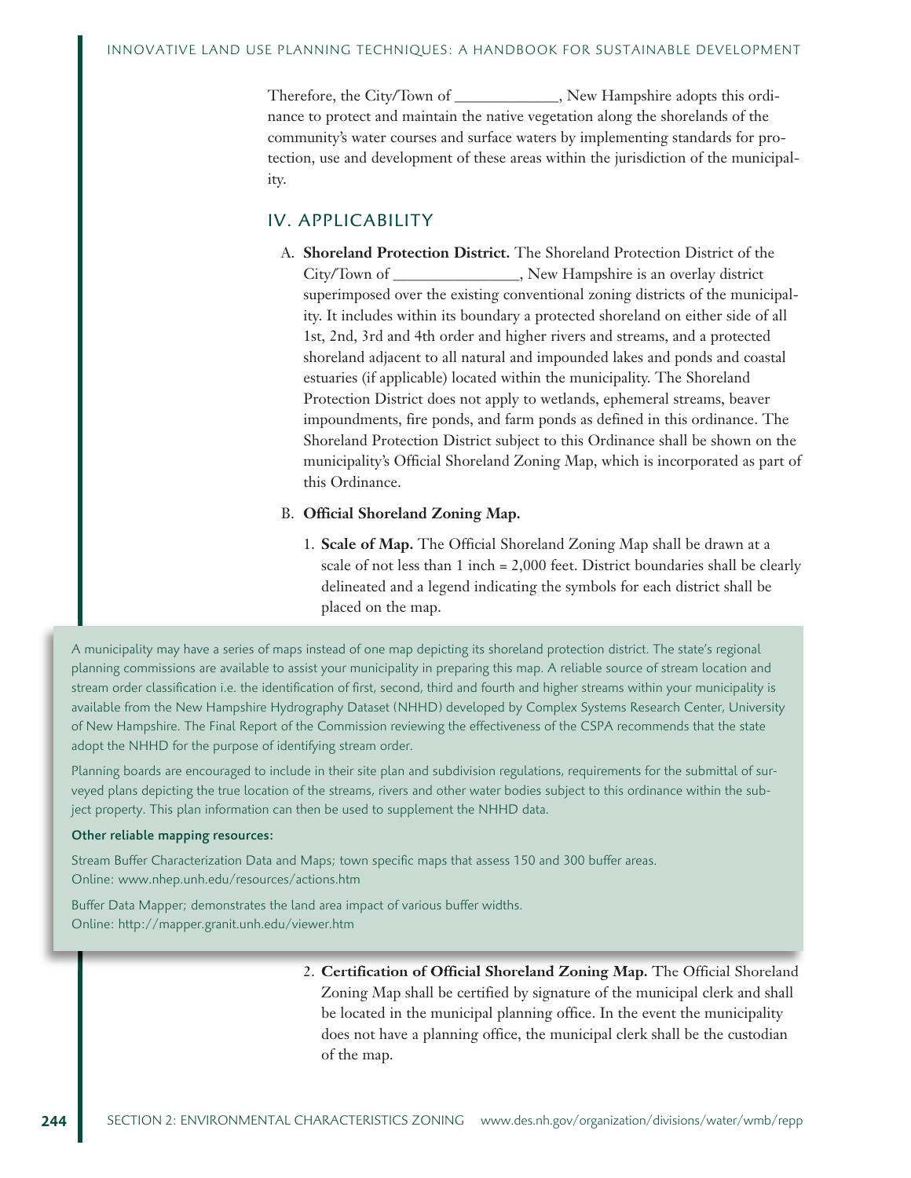Therefore, the City/Town of _____________, New Hampshire adopts this ordinance to protect and maintain the native vegetation along the shorelands of the community's water courses and surface waters by implementing standards for protection, use and development of these areas within the jurisdiction of the municipality.

## IV. APPLICABILITY

A. **Shoreland Protection District.** The Shoreland Protection District of the City/Town of ________________, New Hampshire is an overlay district superimposed over the existing conventional zoning districts of the municipality. It includes within its boundary a protected shoreland on either side of all 1st, 2nd, 3rd and 4th order and higher rivers and streams, and a protected shoreland adjacent to all natural and impounded lakes and ponds and coastal estuaries (if applicable) located within the municipality. The Shoreland Protection District does not apply to wetlands, ephemeral streams, beaver impoundments, fire ponds, and farm ponds as defined in this ordinance. The Shoreland Protection District subject to this Ordinance shall be shown on the municipality's Official Shoreland Zoning Map, which is incorporated as part of this Ordinance.

B. **Official Shoreland Zoning Map.**

1. **Scale of Map.** The Official Shoreland Zoning Map shall be drawn at a scale of not less than 1 inch = 2,000 feet. District boundaries shall be clearly delineated and a legend indicating the symbols for each district shall be placed on the map.

> A municipality may have a series of maps instead of one map depicting its shoreland protection district. The state's regional planning commissions are available to assist your municipality in preparing this map. A reliable source of stream location and stream order classification i.e. the identification of first, second, third and fourth and higher streams within your municipality is available from the New Hampshire Hydrography Dataset (NHHD) developed by Complex Systems Research Center, University of New Hampshire. The Final Report of the Commission reviewing the effectiveness of the CSPA recommends that the state adopt the NHHD for the purpose of identifying stream order.
>
> Planning boards are encouraged to include in their site plan and subdivision regulations, requirements for the submittal of surveyed plans depicting the true location of the streams, rivers and other water bodies subject to this ordinance within the subject property. This plan information can then be used to supplement the NHHD data.
>
> **Other reliable mapping resources:**
>
> Stream Buffer Characterization Data and Maps; town specific maps that assess 150 and 300 buffer areas.
> Online: www.nhep.unh.edu/resources/actions.htm
>
> Buffer Data Mapper; demonstrates the land area impact of various buffer widths.
> Online: http://mapper.granit.unh.edu/viewer.htm

2. **Certification of Official Shoreland Zoning Map.** The Official Shoreland Zoning Map shall be certified by signature of the municipal clerk and shall be located in the municipal planning office. In the event the municipality does not have a planning office, the municipal clerk shall be the custodian of the map.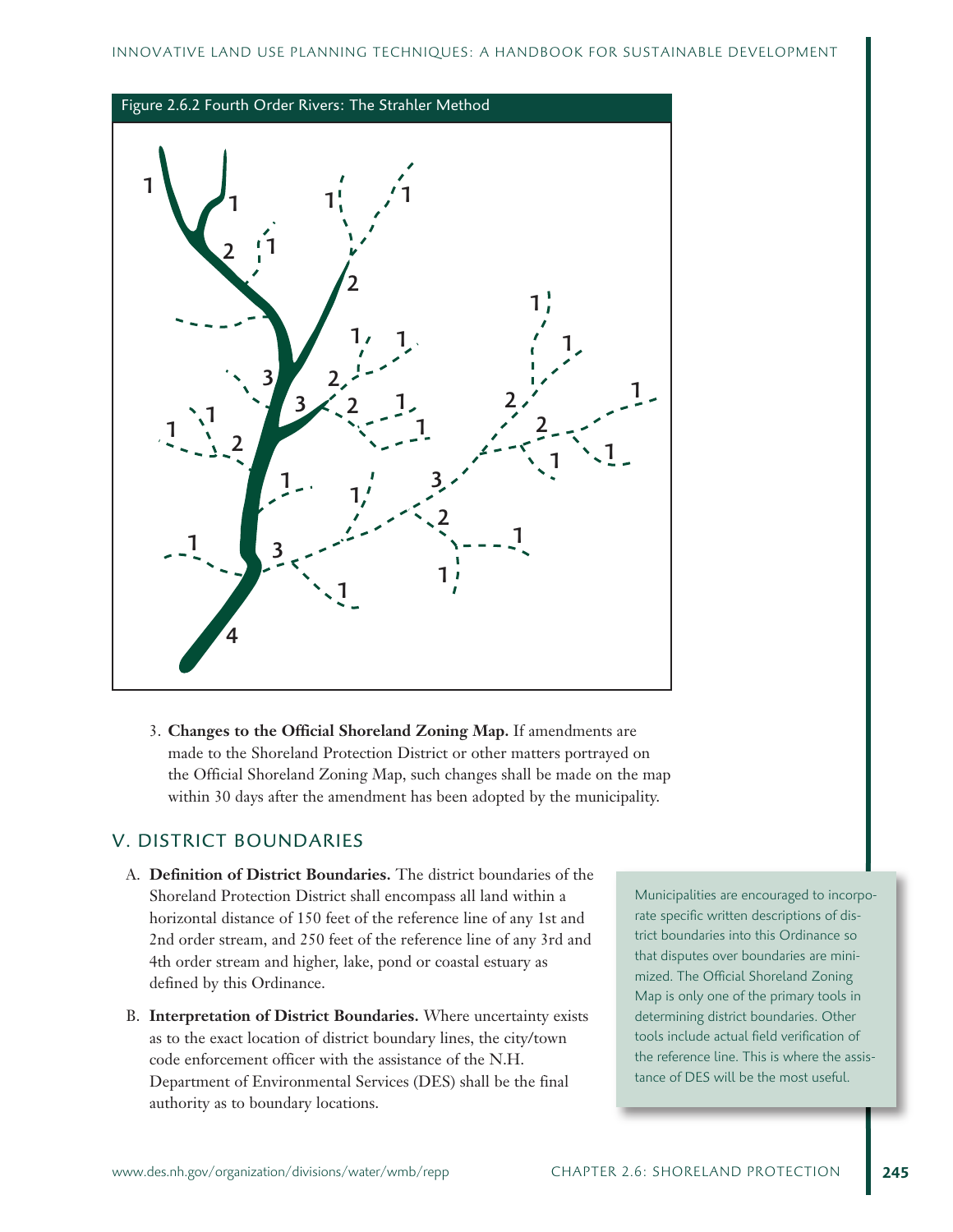Figure 2.6.2 Fourth Order Rivers: The Strahler Method

3. **Changes to the Official Shoreland Zoning Map.** If amendments are made to the Shoreland Protection District or other matters portrayed on the Official Shoreland Zoning Map, such changes shall be made on the map within 30 days after the amendment has been adopted by the municipality.

## V. DISTRICT BOUNDARIES

A. **Definition of District Boundaries.** The district boundaries of the Shoreland Protection District shall encompass all land within a horizontal distance of 150 feet of the reference line of any 1st and 2nd order stream, and 250 feet of the reference line of any 3rd and 4th order stream and higher, lake, pond or coastal estuary as defined by this Ordinance.

B. **Interpretation of District Boundaries.** Where uncertainty exists as to the exact location of district boundary lines, the city/town code enforcement officer with the assistance of the N.H. Department of Environmental Services (DES) shall be the final authority as to boundary locations.

Municipalities are encouraged to incorporate specific written descriptions of district boundaries into this Ordinance so that disputes over boundaries are minimized. The Official Shoreland Zoning Map is only one of the primary tools in determining district boundaries. Other tools include actual field verification of the reference line. This is where the assistance of DES will be the most useful.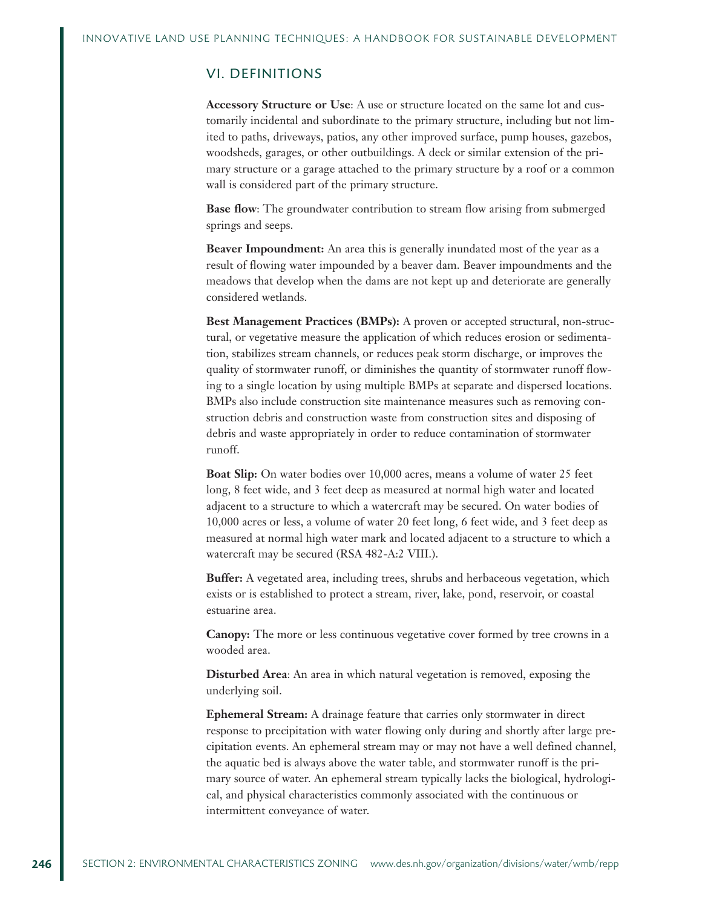## VI. DEFINITIONS

**Accessory Structure or Use**: A use or structure located on the same lot and customarily incidental and subordinate to the primary structure, including but not limited to paths, driveways, patios, any other improved surface, pump houses, gazebos, woodsheds, garages, or other outbuildings. A deck or similar extension of the primary structure or a garage attached to the primary structure by a roof or a common wall is considered part of the primary structure.

**Base flow**: The groundwater contribution to stream flow arising from submerged springs and seeps.

**Beaver Impoundment:** An area this is generally inundated most of the year as a result of flowing water impounded by a beaver dam. Beaver impoundments and the meadows that develop when the dams are not kept up and deteriorate are generally considered wetlands.

**Best Management Practices (BMPs):** A proven or accepted structural, non-structural, or vegetative measure the application of which reduces erosion or sedimentation, stabilizes stream channels, or reduces peak storm discharge, or improves the quality of stormwater runoff, or diminishes the quantity of stormwater runoff flowing to a single location by using multiple BMPs at separate and dispersed locations. BMPs also include construction site maintenance measures such as removing construction debris and construction waste from construction sites and disposing of debris and waste appropriately in order to reduce contamination of stormwater runoff.

**Boat Slip:** On water bodies over 10,000 acres, means a volume of water 25 feet long, 8 feet wide, and 3 feet deep as measured at normal high water and located adjacent to a structure to which a watercraft may be secured. On water bodies of 10,000 acres or less, a volume of water 20 feet long, 6 feet wide, and 3 feet deep as measured at normal high water mark and located adjacent to a structure to which a watercraft may be secured (RSA 482-A:2 VIII.).

**Buffer:** A vegetated area, including trees, shrubs and herbaceous vegetation, which exists or is established to protect a stream, river, lake, pond, reservoir, or coastal estuarine area.

**Canopy:** The more or less continuous vegetative cover formed by tree crowns in a wooded area.

**Disturbed Area**: An area in which natural vegetation is removed, exposing the underlying soil.

**Ephemeral Stream:** A drainage feature that carries only stormwater in direct response to precipitation with water flowing only during and shortly after large precipitation events. An ephemeral stream may or may not have a well defined channel, the aquatic bed is always above the water table, and stormwater runoff is the primary source of water. An ephemeral stream typically lacks the biological, hydrological, and physical characteristics commonly associated with the continuous or intermittent conveyance of water.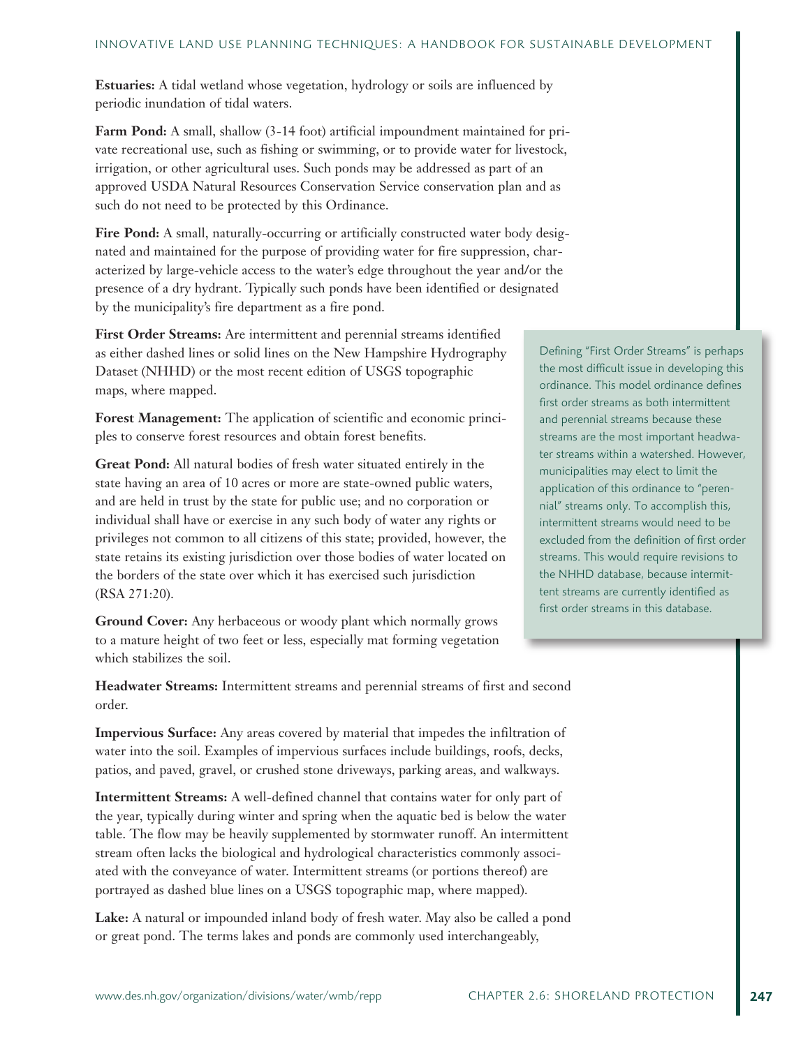**Estuaries:** A tidal wetland whose vegetation, hydrology or soils are influenced by periodic inundation of tidal waters.

**Farm Pond:** A small, shallow (3-14 foot) artificial impoundment maintained for private recreational use, such as fishing or swimming, or to provide water for livestock, irrigation, or other agricultural uses. Such ponds may be addressed as part of an approved USDA Natural Resources Conservation Service conservation plan and as such do not need to be protected by this Ordinance.

**Fire Pond:** A small, naturally-occurring or artificially constructed water body designated and maintained for the purpose of providing water for fire suppression, characterized by large-vehicle access to the water's edge throughout the year and/or the presence of a dry hydrant. Typically such ponds have been identified or designated by the municipality's fire department as a fire pond.

**First Order Streams:** Are intermittent and perennial streams identified as either dashed lines or solid lines on the New Hampshire Hydrography Dataset (NHHD) or the most recent edition of USGS topographic maps, where mapped.

> Defining "First Order Streams" is perhaps the most difficult issue in developing this ordinance. This model ordinance defines first order streams as both intermittent and perennial streams because these streams are the most important headwater streams within a watershed. However, municipalities may elect to limit the application of this ordinance to "perennial" streams only. To accomplish this, intermittent streams would need to be excluded from the definition of first order streams. This would require revisions to the NHHD database, because intermittent streams are currently identified as first order streams in this database.

**Forest Management:** The application of scientific and economic principles to conserve forest resources and obtain forest benefits.

**Great Pond:** All natural bodies of fresh water situated entirely in the state having an area of 10 acres or more are state-owned public waters, and are held in trust by the state for public use; and no corporation or individual shall have or exercise in any such body of water any rights or privileges not common to all citizens of this state; provided, however, the state retains its existing jurisdiction over those bodies of water located on the borders of the state over which it has exercised such jurisdiction (RSA 271:20).

**Ground Cover:** Any herbaceous or woody plant which normally grows to a mature height of two feet or less, especially mat forming vegetation which stabilizes the soil.

**Headwater Streams:** Intermittent streams and perennial streams of first and second order.

**Impervious Surface:** Any areas covered by material that impedes the infiltration of water into the soil. Examples of impervious surfaces include buildings, roofs, decks, patios, and paved, gravel, or crushed stone driveways, parking areas, and walkways.

**Intermittent Streams:** A well-defined channel that contains water for only part of the year, typically during winter and spring when the aquatic bed is below the water table. The flow may be heavily supplemented by stormwater runoff. An intermittent stream often lacks the biological and hydrological characteristics commonly associated with the conveyance of water. Intermittent streams (or portions thereof) are portrayed as dashed blue lines on a USGS topographic map, where mapped).

**Lake:** A natural or impounded inland body of fresh water. May also be called a pond or great pond. The terms lakes and ponds are commonly used interchangeably,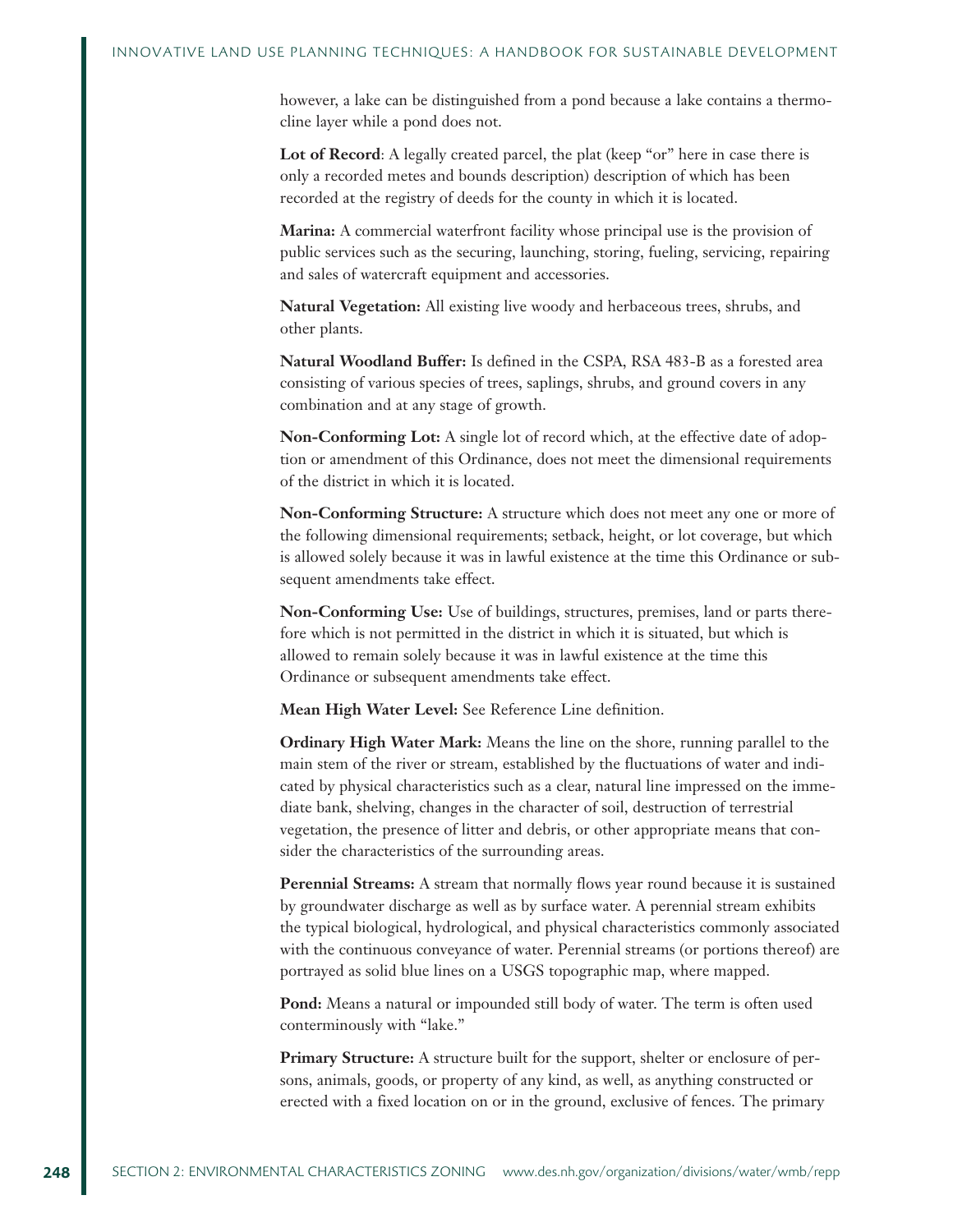however, a lake can be distinguished from a pond because a lake contains a thermocline layer while a pond does not.

**Lot of Record**: A legally created parcel, the plat (keep "or" here in case there is only a recorded metes and bounds description) description of which has been recorded at the registry of deeds for the county in which it is located.

**Marina:** A commercial waterfront facility whose principal use is the provision of public services such as the securing, launching, storing, fueling, servicing, repairing and sales of watercraft equipment and accessories.

**Natural Vegetation:** All existing live woody and herbaceous trees, shrubs, and other plants.

**Natural Woodland Buffer:** Is defined in the CSPA, RSA 483-B as a forested area consisting of various species of trees, saplings, shrubs, and ground covers in any combination and at any stage of growth.

**Non-Conforming Lot:** A single lot of record which, at the effective date of adoption or amendment of this Ordinance, does not meet the dimensional requirements of the district in which it is located.

**Non-Conforming Structure:** A structure which does not meet any one or more of the following dimensional requirements; setback, height, or lot coverage, but which is allowed solely because it was in lawful existence at the time this Ordinance or subsequent amendments take effect.

**Non-Conforming Use:** Use of buildings, structures, premises, land or parts therefore which is not permitted in the district in which it is situated, but which is allowed to remain solely because it was in lawful existence at the time this Ordinance or subsequent amendments take effect.

**Mean High Water Level:** See Reference Line definition.

**Ordinary High Water Mark:** Means the line on the shore, running parallel to the main stem of the river or stream, established by the fluctuations of water and indicated by physical characteristics such as a clear, natural line impressed on the immediate bank, shelving, changes in the character of soil, destruction of terrestrial vegetation, the presence of litter and debris, or other appropriate means that consider the characteristics of the surrounding areas.

**Perennial Streams:** A stream that normally flows year round because it is sustained by groundwater discharge as well as by surface water. A perennial stream exhibits the typical biological, hydrological, and physical characteristics commonly associated with the continuous conveyance of water. Perennial streams (or portions thereof) are portrayed as solid blue lines on a USGS topographic map, where mapped.

**Pond:** Means a natural or impounded still body of water. The term is often used conterminously with "lake."

**Primary Structure:** A structure built for the support, shelter or enclosure of persons, animals, goods, or property of any kind, as well, as anything constructed or erected with a fixed location on or in the ground, exclusive of fences. The primary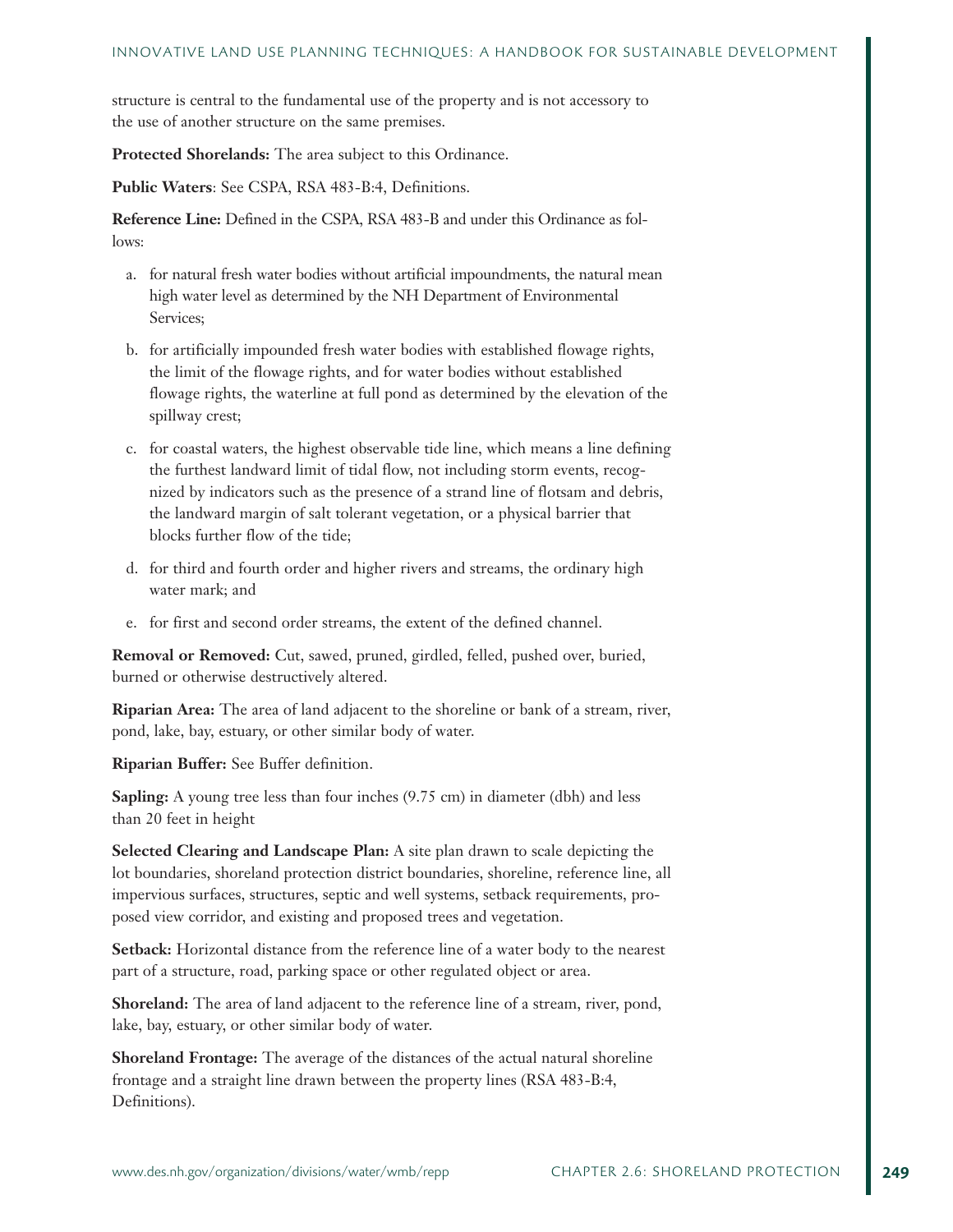structure is central to the fundamental use of the property and is not accessory to the use of another structure on the same premises.

**Protected Shorelands:** The area subject to this Ordinance.

**Public Waters**: See CSPA, RSA 483-B:4, Definitions.

**Reference Line:** Defined in the CSPA, RSA 483-B and under this Ordinance as follows:

a. for natural fresh water bodies without artificial impoundments, the natural mean high water level as determined by the NH Department of Environmental Services;

b. for artificially impounded fresh water bodies with established flowage rights, the limit of the flowage rights, and for water bodies without established flowage rights, the waterline at full pond as determined by the elevation of the spillway crest;

c. for coastal waters, the highest observable tide line, which means a line defining the furthest landward limit of tidal flow, not including storm events, recognized by indicators such as the presence of a strand line of flotsam and debris, the landward margin of salt tolerant vegetation, or a physical barrier that blocks further flow of the tide;

d. for third and fourth order and higher rivers and streams, the ordinary high water mark; and

e. for first and second order streams, the extent of the defined channel.

**Removal or Removed:** Cut, sawed, pruned, girdled, felled, pushed over, buried, burned or otherwise destructively altered.

**Riparian Area:** The area of land adjacent to the shoreline or bank of a stream, river, pond, lake, bay, estuary, or other similar body of water.

**Riparian Buffer:** See Buffer definition.

**Sapling:** A young tree less than four inches (9.75 cm) in diameter (dbh) and less than 20 feet in height

**Selected Clearing and Landscape Plan:** A site plan drawn to scale depicting the lot boundaries, shoreland protection district boundaries, shoreline, reference line, all impervious surfaces, structures, septic and well systems, setback requirements, proposed view corridor, and existing and proposed trees and vegetation.

**Setback:** Horizontal distance from the reference line of a water body to the nearest part of a structure, road, parking space or other regulated object or area.

**Shoreland:** The area of land adjacent to the reference line of a stream, river, pond, lake, bay, estuary, or other similar body of water.

**Shoreland Frontage:** The average of the distances of the actual natural shoreline frontage and a straight line drawn between the property lines (RSA 483-B:4, Definitions).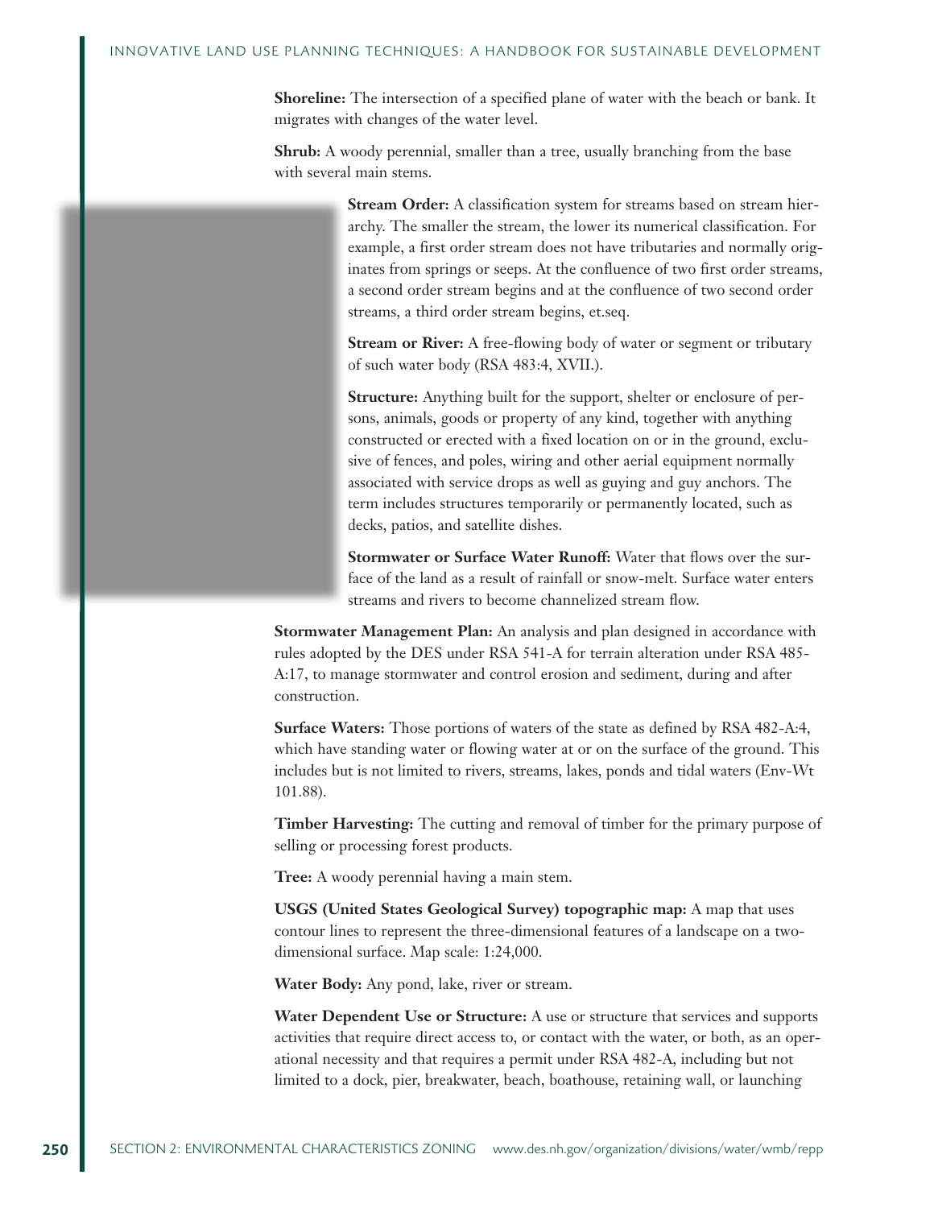**Shoreline:** The intersection of a specified plane of water with the beach or bank. It migrates with changes of the water level.

**Shrub:** A woody perennial, smaller than a tree, usually branching from the base with several main stems.

**Stream Order:** A classification system for streams based on stream hierarchy. The smaller the stream, the lower its numerical classification. For example, a first order stream does not have tributaries and normally originates from springs or seeps. At the confluence of two first order streams, a second order stream begins and at the confluence of two second order streams, a third order stream begins, et.seq.

**Stream or River:** A free-flowing body of water or segment or tributary of such water body (RSA 483:4, XVII.).

**Structure:** Anything built for the support, shelter or enclosure of persons, animals, goods or property of any kind, together with anything constructed or erected with a fixed location on or in the ground, exclusive of fences, and poles, wiring and other aerial equipment normally associated with service drops as well as guying and guy anchors. The term includes structures temporarily or permanently located, such as decks, patios, and satellite dishes.

**Stormwater or Surface Water Runoff:** Water that flows over the surface of the land as a result of rainfall or snow-melt. Surface water enters streams and rivers to become channelized stream flow.

**Stormwater Management Plan:** An analysis and plan designed in accordance with rules adopted by the DES under RSA 541-A for terrain alteration under RSA 485-A:17, to manage stormwater and control erosion and sediment, during and after construction.

**Surface Waters:** Those portions of waters of the state as defined by RSA 482-A:4, which have standing water or flowing water at or on the surface of the ground. This includes but is not limited to rivers, streams, lakes, ponds and tidal waters (Env-Wt 101.88).

**Timber Harvesting:** The cutting and removal of timber for the primary purpose of selling or processing forest products.

**Tree:** A woody perennial having a main stem.

**USGS (United States Geological Survey) topographic map:** A map that uses contour lines to represent the three-dimensional features of a landscape on a two-dimensional surface. Map scale: 1:24,000.

**Water Body:** Any pond, lake, river or stream.

**Water Dependent Use or Structure:** A use or structure that services and supports activities that require direct access to, or contact with the water, or both, as an operational necessity and that requires a permit under RSA 482-A, including but not limited to a dock, pier, breakwater, beach, boathouse, retaining wall, or launching